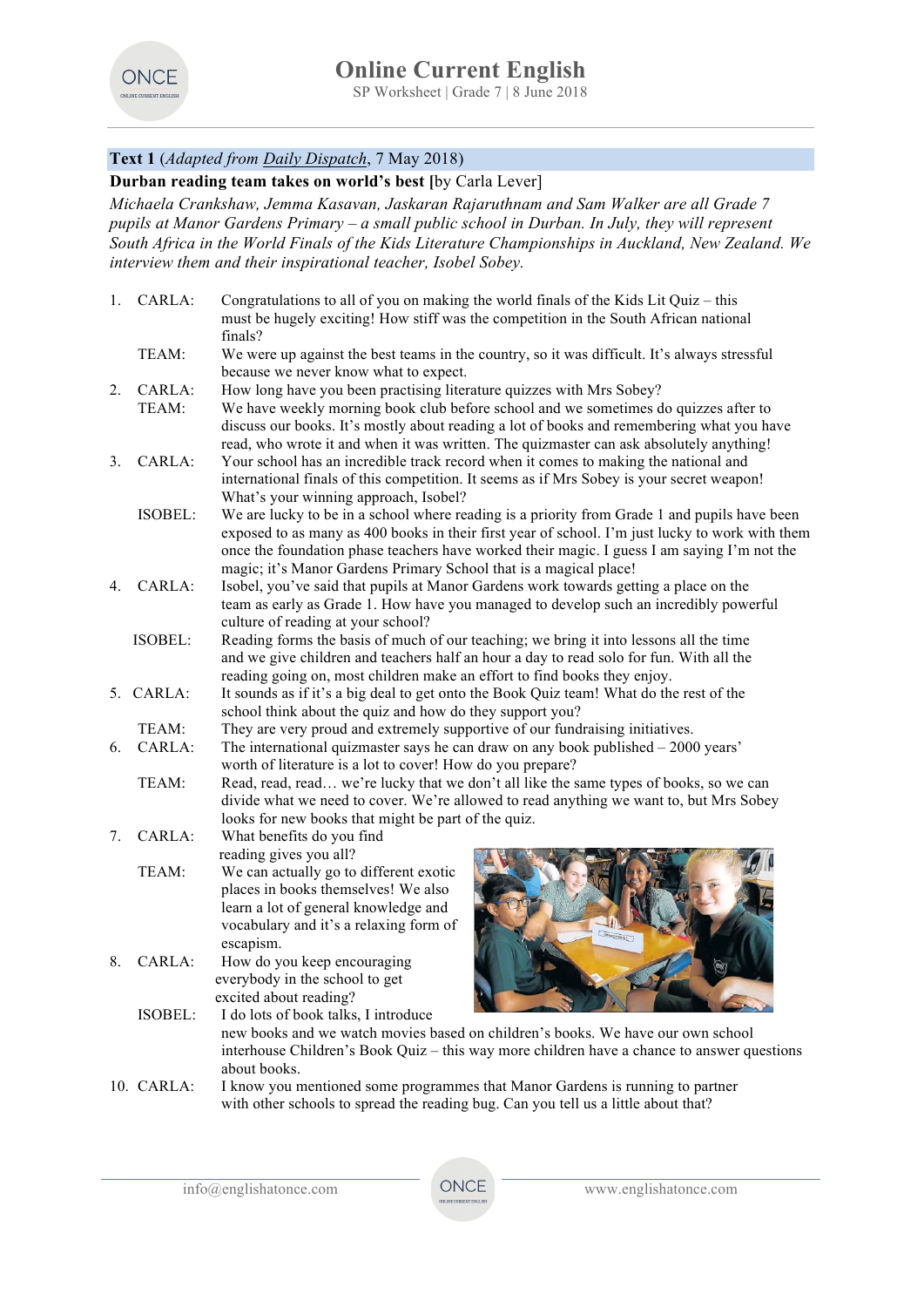# Online Current English

SP Worksheet | Grade 7 | 8 June 2018

## Text 1 (*Adapted from Daily Dispatch*, 7 May 2018)

**Durban reading team takes on world's best [**by Carla Lever]

*Michaela Crankshaw, Jemma Kasavan, Jaskaran Rajaruthnam and Sam Walker are all Grade 7 pupils at Manor Gardens Primary – a small public school in Durban. In July, they will represent South Africa in the World Finals of the Kids Literature Championships in Auckland, New Zealand. We interview them and their inspirational teacher, Isobel Sobey.*

1. CARLA: Congratulations to all of you on making the world finals of the Kids Lit Quiz – this must be hugely exciting! How stiff was the competition in the South African national finals?

   TEAM: We were up against the best teams in the country, so it was difficult. It's always stressful because we never know what to expect.

2. CARLA: How long have you been practising literature quizzes with Mrs Sobey?

   TEAM: We have weekly morning book club before school and we sometimes do quizzes after to discuss our books. It's mostly about reading a lot of books and remembering what you have read, who wrote it and when it was written. The quizmaster can ask absolutely anything!

3. CARLA: Your school has an incredible track record when it comes to making the national and international finals of this competition. It seems as if Mrs Sobey is your secret weapon! What's your winning approach, Isobel?

   ISOBEL: We are lucky to be in a school where reading is a priority from Grade 1 and pupils have been exposed to as many as 400 books in their first year of school. I'm just lucky to work with them once the foundation phase teachers have worked their magic. I guess I am saying I'm not the magic; it's Manor Gardens Primary School that is a magical place!

4. CARLA: Isobel, you've said that pupils at Manor Gardens work towards getting a place on the team as early as Grade 1. How have you managed to develop such an incredibly powerful culture of reading at your school?

   ISOBEL: Reading forms the basis of much of our teaching; we bring it into lessons all the time and we give children and teachers half an hour a day to read solo for fun. With all the reading going on, most children make an effort to find books they enjoy.

5. CARLA: It sounds as if it's a big deal to get onto the Book Quiz team! What do the rest of the school think about the quiz and how do they support you?

   TEAM: They are very proud and extremely supportive of our fundraising initiatives.

6. CARLA: The international quizmaster says he can draw on any book published – 2000 years' worth of literature is a lot to cover! How do you prepare?

   TEAM: Read, read, read… we're lucky that we don't all like the same types of books, so we can divide what we need to cover. We're allowed to read anything we want to, but Mrs Sobey looks for new books that might be part of the quiz.

7. CARLA: What benefits do you find reading gives you all?

   TEAM: We can actually go to different exotic places in books themselves! We also learn a lot of general knowledge and vocabulary and it's a relaxing form of escapism.

8. CARLA: How do you keep encouraging everybody in the school to get excited about reading?

   ISOBEL: I do lots of book talks, I introduce new books and we watch movies based on children's books. We have our own school interhouse Children's Book Quiz – this way more children have a chance to answer questions about books.

10. CARLA: I know you mentioned some programmes that Manor Gardens is running to partner with other schools to spread the reading bug. Can you tell us a little about that?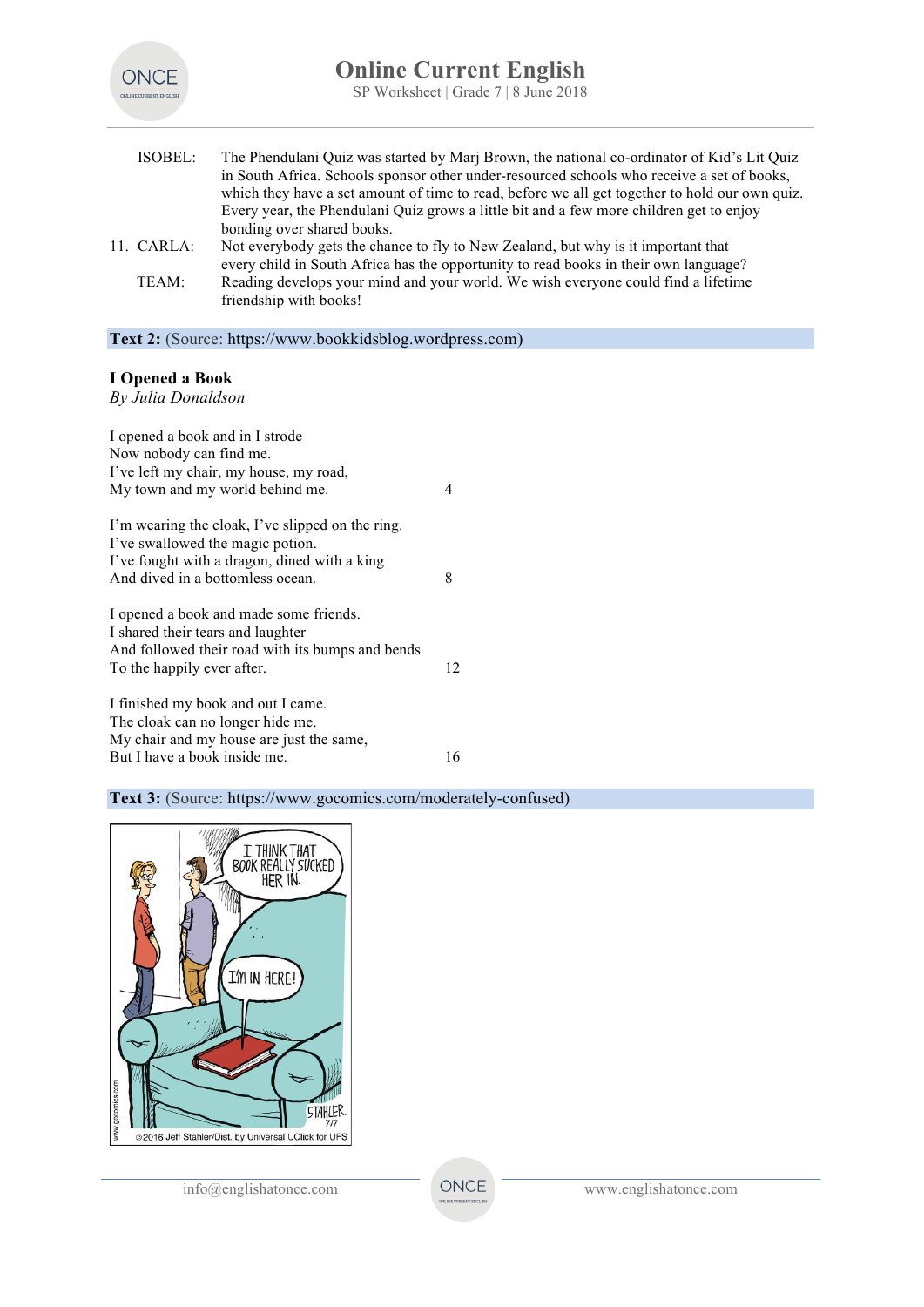ISOBEL: The Phendulani Quiz was started by Marj Brown, the national co-ordinator of Kid's Lit Quiz in South Africa. Schools sponsor other under-resourced schools who receive a set of books, which they have a set amount of time to read, before we all get together to hold our own quiz. Every year, the Phendulani Quiz grows a little bit and a few more children get to enjoy bonding over shared books.

11. CARLA: Not everybody gets the chance to fly to New Zealand, but why is it important that every child in South Africa has the opportunity to read books in their own language?

TEAM: Reading develops your mind and your world. We wish everyone could find a lifetime friendship with books!

**Text 2:** (Source: https://www.bookkidsblog.wordpress.com)

**I Opened a Book**
*By Julia Donaldson*

I opened a book and in I strode
Now nobody can find me.
I've left my chair, my house, my road,
My town and my world behind me. 4

I'm wearing the cloak, I've slipped on the ring.
I've swallowed the magic potion.
I've fought with a dragon, dined with a king
And dived in a bottomless ocean. 8

I opened a book and made some friends.
I shared their tears and laughter
And followed their road with its bumps and bends
To the happily ever after. 12

I finished my book and out I came.
The cloak can no longer hide me.
My chair and my house are just the same,
But I have a book inside me. 16

**Text 3:** (Source: https://www.gocomics.com/moderately-confused)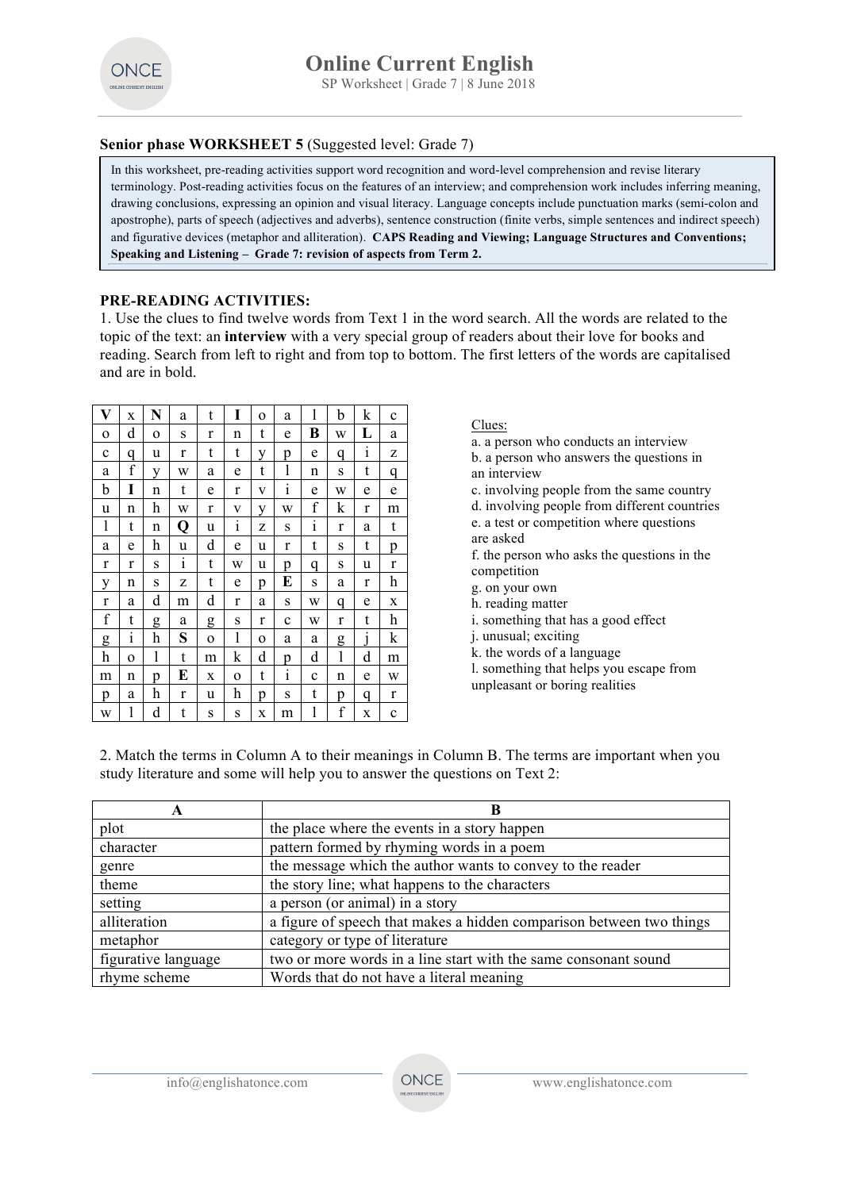### Senior phase WORKSHEET 5 (Suggested level: Grade 7)

In this worksheet, pre-reading activities support word recognition and word-level comprehension and revise literary terminology. Post-reading activities focus on the features of an interview; and comprehension work includes inferring meaning, drawing conclusions, expressing an opinion and visual literacy. Language concepts include punctuation marks (semi-colon and apostrophe), parts of speech (adjectives and adverbs), sentence construction (finite verbs, simple sentences and indirect speech) and figurative devices (metaphor and alliteration). **CAPS Reading and Viewing; Language Structures and Conventions; Speaking and Listening – Grade 7: revision of aspects from Term 2.**

## PRE-READING ACTIVITIES:

1. Use the clues to find twelve words from Text 1 in the word search. All the words are related to the topic of the text: an **interview** with a very special group of readers about their love for books and reading. Search from left to right and from top to bottom. The first letters of the words are capitalised and are in bold.

| | | | | | | | | | | | | |
|---|---|---|---|---|---|---|---|---|---|---|---|---|
| **V** | x | **N** | a | t | **I** | o | a | l | b | k | c |
| o | d | o | s | r | n | t | e | **B** | w | **L** | a |
| c | q | u | r | t | t | y | p | e | q | i | z |
| a | f | y | w | a | e | t | l | n | s | t | q |
| b | **I** | n | t | e | r | v | i | e | w | e | e |
| u | n | h | w | r | v | y | w | f | k | r | m |
| l | t | n | **Q** | u | i | z | s | i | r | a | t |
| a | e | h | u | d | e | u | r | t | s | t | p |
| r | r | s | i | t | w | u | p | q | s | u | r |
| y | n | s | z | t | e | p | **E** | s | a | r | h |
| r | a | d | m | d | r | a | s | w | q | e | x |
| f | t | g | a | g | s | r | c | w | r | t | h |
| g | i | h | **S** | o | l | o | a | a | g | j | k |
| h | o | l | t | m | k | d | p | d | l | d | m |
| m | n | p | **E** | x | o | t | i | c | n | e | w |
| p | a | h | r | u | h | p | s | t | p | q | r |
| w | l | d | t | s | s | x | m | l | f | x | c |

Clues:

a. a person who conducts an interview
b. a person who answers the questions in an interview
c. involving people from the same country
d. involving people from different countries
e. a test or competition where questions are asked
f. the person who asks the questions in the competition
g. on your own
h. reading matter
i. something that has a good effect
j. unusual; exciting
k. the words of a language
l. something that helps you escape from unpleasant or boring realities

2. Match the terms in Column A to their meanings in Column B. The terms are important when you study literature and some will help you to answer the questions on Text 2:

| A | B |
|---|---|
| plot | the place where the events in a story happen |
| character | pattern formed by rhyming words in a poem |
| genre | the message which the author wants to convey to the reader |
| theme | the story line; what happens to the characters |
| setting | a person (or animal) in a story |
| alliteration | a figure of speech that makes a hidden comparison between two things |
| metaphor | category or type of literature |
| figurative language | two or more words in a line start with the same consonant sound |
| rhyme scheme | Words that do not have a literal meaning |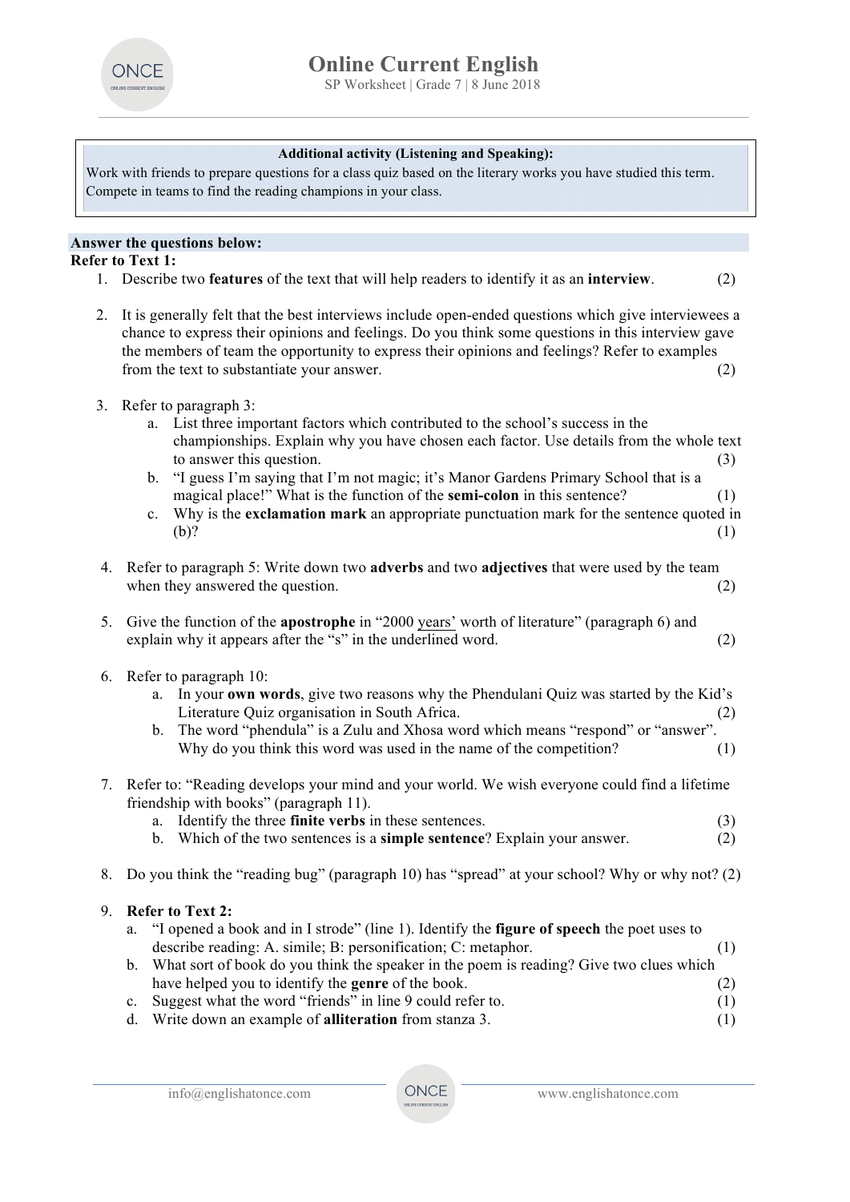**Additional activity (Listening and Speaking):**

Work with friends to prepare questions for a class quiz based on the literary works you have studied this term. Compete in teams to find the reading champions in your class.

**Answer the questions below:**

**Refer to Text 1:**

1. Describe two **features** of the text that will help readers to identify it as an **interview**. (2)

2. It is generally felt that the best interviews include open-ended questions which give interviewees a chance to express their opinions and feelings. Do you think some questions in this interview gave the members of team the opportunity to express their opinions and feelings? Refer to examples from the text to substantiate your answer. (2)

3. Refer to paragraph 3:
   a. List three important factors which contributed to the school's success in the championships. Explain why you have chosen each factor. Use details from the whole text to answer this question. (3)
   b. "I guess I'm saying that I'm not magic; it's Manor Gardens Primary School that is a magical place!" What is the function of the **semi-colon** in this sentence? (1)
   c. Why is the **exclamation mark** an appropriate punctuation mark for the sentence quoted in (b)? (1)

4. Refer to paragraph 5: Write down two **adverbs** and two **adjectives** that were used by the team when they answered the question. (2)

5. Give the function of the **apostrophe** in "2000 <u>years'</u> worth of literature" (paragraph 6) and explain why it appears after the "s" in the underlined word. (2)

6. Refer to paragraph 10:
   a. In your **own words**, give two reasons why the Phendulani Quiz was started by the Kid's Literature Quiz organisation in South Africa. (2)
   b. The word "phendula" is a Zulu and Xhosa word which means "respond" or "answer". Why do you think this word was used in the name of the competition? (1)

7. Refer to: "Reading develops your mind and your world. We wish everyone could find a lifetime friendship with books" (paragraph 11).
   a. Identify the three **finite verbs** in these sentences. (3)
   b. Which of the two sentences is a **simple sentence**? Explain your answer. (2)

8. Do you think the "reading bug" (paragraph 10) has "spread" at your school? Why or why not? (2)

9. **Refer to Text 2:**
   a. "I opened a book and in I strode" (line 1). Identify the **figure of speech** the poet uses to describe reading: A. simile; B: personification; C: metaphor. (1)
   b. What sort of book do you think the speaker in the poem is reading? Give two clues which have helped you to identify the **genre** of the book. (2)
   c. Suggest what the word "friends" in line 9 could refer to. (1)
   d. Write down an example of **alliteration** from stanza 3. (1)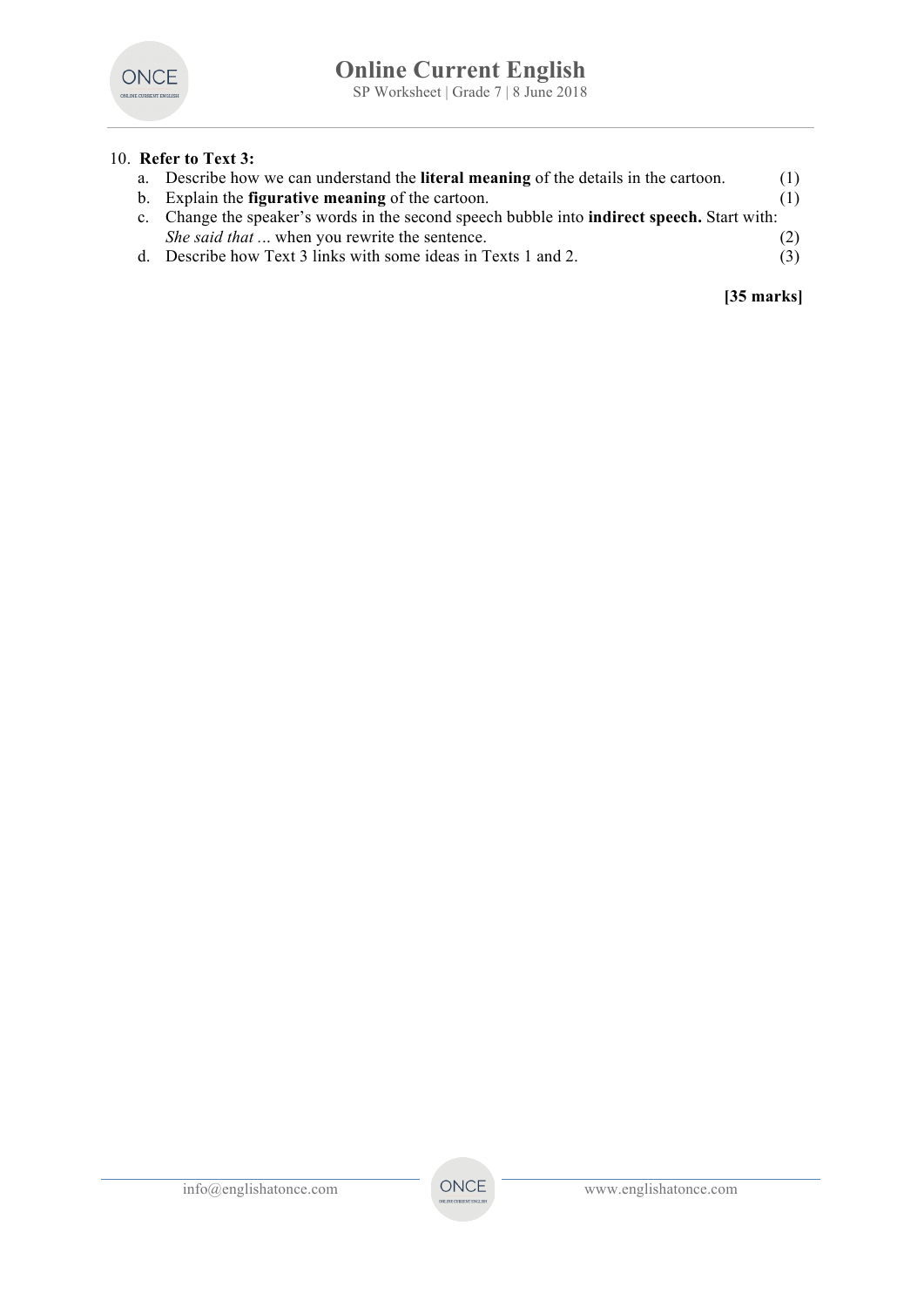10. **Refer to Text 3:**
    a. Describe how we can understand the **literal meaning** of the details in the cartoon. (1)
    b. Explain the **figurative meaning** of the cartoon. (1)
    c. Change the speaker's words in the second speech bubble into **indirect speech.** Start with: *She said that …* when you rewrite the sentence. (2)
    d. Describe how Text 3 links with some ideas in Texts 1 and 2. (3)

**[35 marks]**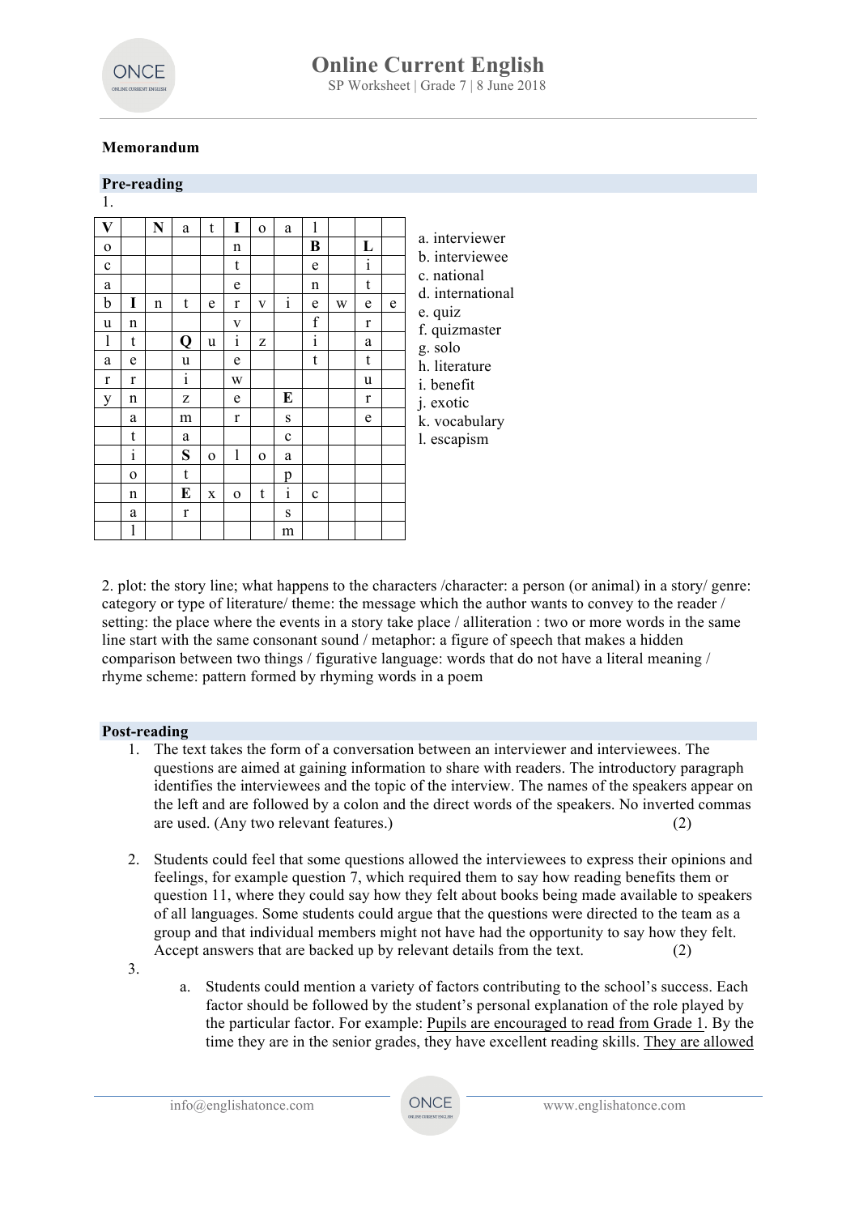**Memorandum**

## Pre-reading

1.

| **V** | | **N** | a | t | **I** | o | a | l | | | |
|---|---|---|---|---|---|---|---|---|---|---|---|
| o | | | | | n | | | **B** | | **L** | |
| c | | | | | t | | | e | | i | |
| a | | | | | e | | | n | | t | |
| b | **I** | n | t | e | r | v | i | e | w | e | e |
| u | n | | | | v | | | f | | r | |
| l | t | | **Q** | u | i | z | | i | | a | |
| a | e | | u | | e | | | t | | t | |
| r | r | | i | | w | | | | | u | |
| y | n | | z | | e | | **E** | | | r | |
| | a | | m | | r | | s | | | e | |
| | t | | a | | | | c | | | | |
| | i | | **S** | o | l | o | a | | | | |
| | o | | t | | | | p | | | | |
| | n | | **E** | x | o | t | i | c | | | |
| | a | | r | | | | s | | | | |
| | l | | | | | | m | | | | |

a. interviewer
b. interviewee
c. national
d. international
e. quiz
f. quizmaster
g. solo
h. literature
i. benefit
j. exotic
k. vocabulary
l. escapism

2. plot: the story line; what happens to the characters /character: a person (or animal) in a story/ genre: category or type of literature/ theme: the message which the author wants to convey to the reader / setting: the place where the events in a story take place / alliteration : two or more words in the same line start with the same consonant sound / metaphor: a figure of speech that makes a hidden comparison between two things / figurative language: words that do not have a literal meaning / rhyme scheme: pattern formed by rhyming words in a poem

## Post-reading

1. The text takes the form of a conversation between an interviewer and interviewees. The questions are aimed at gaining information to share with readers. The introductory paragraph identifies the interviewees and the topic of the interview. The names of the speakers appear on the left and are followed by a colon and the direct words of the speakers. No inverted commas are used. (Any two relevant features.) (2)

2. Students could feel that some questions allowed the interviewees to express their opinions and feelings, for example question 7, which required them to say how reading benefits them or question 11, where they could say how they felt about books being made available to speakers of all languages. Some students could argue that the questions were directed to the team as a group and that individual members might not have had the opportunity to say how they felt. Accept answers that are backed up by relevant details from the text. (2)

3.
   a. Students could mention a variety of factors contributing to the school's success. Each factor should be followed by the student's personal explanation of the role played by the particular factor. For example: <u>Pupils are encouraged to read from Grade 1</u>. By the time they are in the senior grades, they have excellent reading skills. <u>They are allowed</u>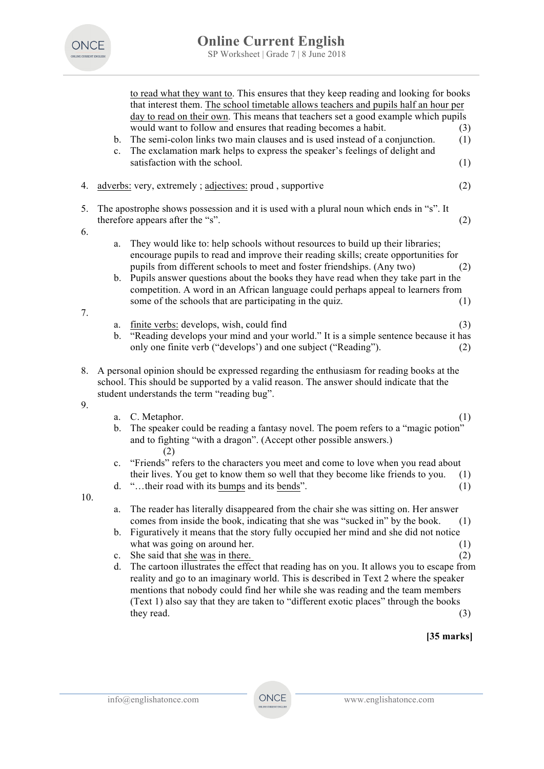to read what they want to. This ensures that they keep reading and looking for books that interest them. The school timetable allows teachers and pupils half an hour per day to read on their own. This means that teachers set a good example which pupils would want to follow and ensures that reading becomes a habit. (3)

b. The semi-colon links two main clauses and is used instead of a conjunction. (1)

c. The exclamation mark helps to express the speaker's feelings of delight and satisfaction with the school. (1)

4. adverbs: very, extremely ; adjectives: proud , supportive (2)

5. The apostrophe shows possession and it is used with a plural noun which ends in "s". It therefore appears after the "s". (2)

6.

   a. They would like to: help schools without resources to build up their libraries; encourage pupils to read and improve their reading skills; create opportunities for pupils from different schools to meet and foster friendships. (Any two) (2)

   b. Pupils answer questions about the books they have read when they take part in the competition. A word in an African language could perhaps appeal to learners from some of the schools that are participating in the quiz. (1)

7.

   a. finite verbs: develops, wish, could find (3)

   b. "Reading develops your mind and your world." It is a simple sentence because it has only one finite verb ("develops") and one subject ("Reading"). (2)

8. A personal opinion should be expressed regarding the enthusiasm for reading books at the school. This should be supported by a valid reason. The answer should indicate that the student understands the term "reading bug".

9.

   a. C. Metaphor. (1)

   b. The speaker could be reading a fantasy novel. The poem refers to a "magic potion" and to fighting "with a dragon". (Accept other possible answers.) (2)

   c. "Friends" refers to the characters you meet and come to love when you read about their lives. You get to know them so well that they become like friends to you. (1)

   d. "…their road with its bumps and its bends". (1)

10.

   a. The reader has literally disappeared from the chair she was sitting on. Her answer comes from inside the book, indicating that she was "sucked in" by the book. (1)

   b. Figuratively it means that the story fully occupied her mind and she did not notice what was going on around her. (1)

   c. She said that she was in there. (2)

   d. The cartoon illustrates the effect that reading has on you. It allows you to escape from reality and go to an imaginary world. This is described in Text 2 where the speaker mentions that nobody could find her while she was reading and the team members (Text 1) also say that they are taken to "different exotic places" through the books they read. (3)

**[35 marks]**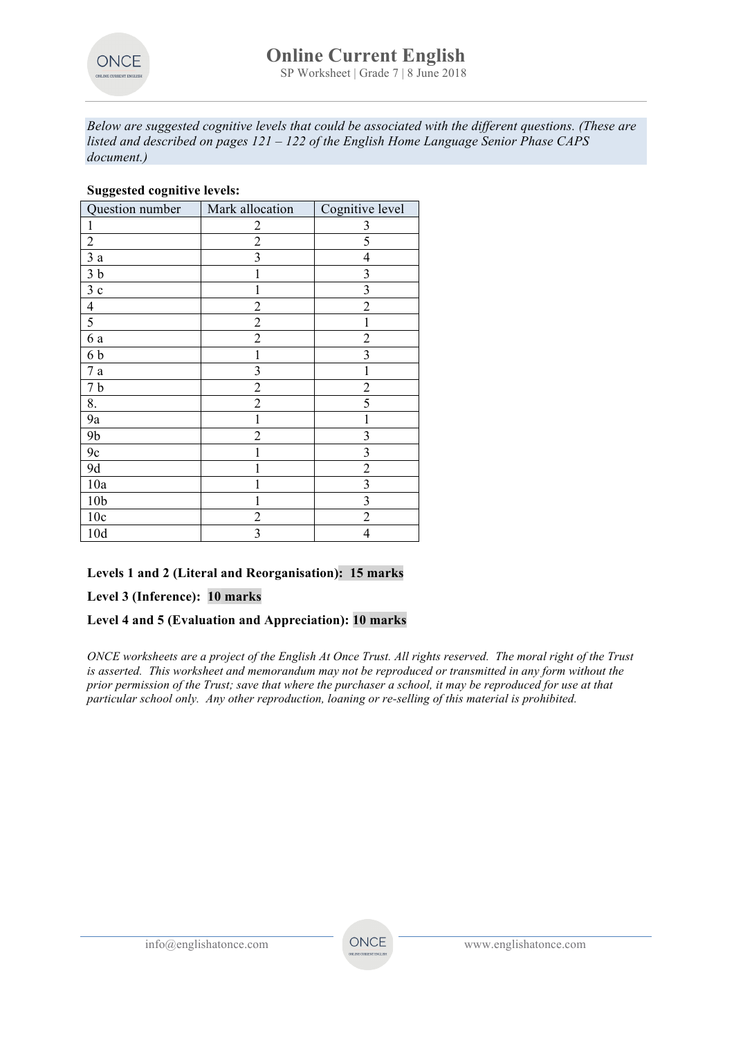*Below are suggested cognitive levels that could be associated with the different questions. (These are listed and described on pages 121 – 122 of the English Home Language Senior Phase CAPS document.)*

**Suggested cognitive levels:**

| Question number | Mark allocation | Cognitive level |
|---|---|---|
| 1 | 2 | 3 |
| 2 | 2 | 5 |
| 3 a | 3 | 4 |
| 3 b | 1 | 3 |
| 3 c | 1 | 3 |
| 4 | 2 | 2 |
| 5 | 2 | 1 |
| 6 a | 2 | 2 |
| 6 b | 1 | 3 |
| 7 a | 3 | 1 |
| 7 b | 2 | 2 |
| 8. | 2 | 5 |
| 9a | 1 | 1 |
| 9b | 2 | 3 |
| 9c | 1 | 3 |
| 9d | 1 | 2 |
| 10a | 1 | 3 |
| 10b | 1 | 3 |
| 10c | 2 | 2 |
| 10d | 3 | 4 |

**Levels 1 and 2 (Literal and Reorganisation): 15 marks**

**Level 3 (Inference): 10 marks**

**Level 4 and 5 (Evaluation and Appreciation): 10 marks**

*ONCE worksheets are a project of the English At Once Trust. All rights reserved. The moral right of the Trust is asserted. This worksheet and memorandum may not be reproduced or transmitted in any form without the prior permission of the Trust; save that where the purchaser a school, it may be reproduced for use at that particular school only. Any other reproduction, loaning or re-selling of this material is prohibited.*